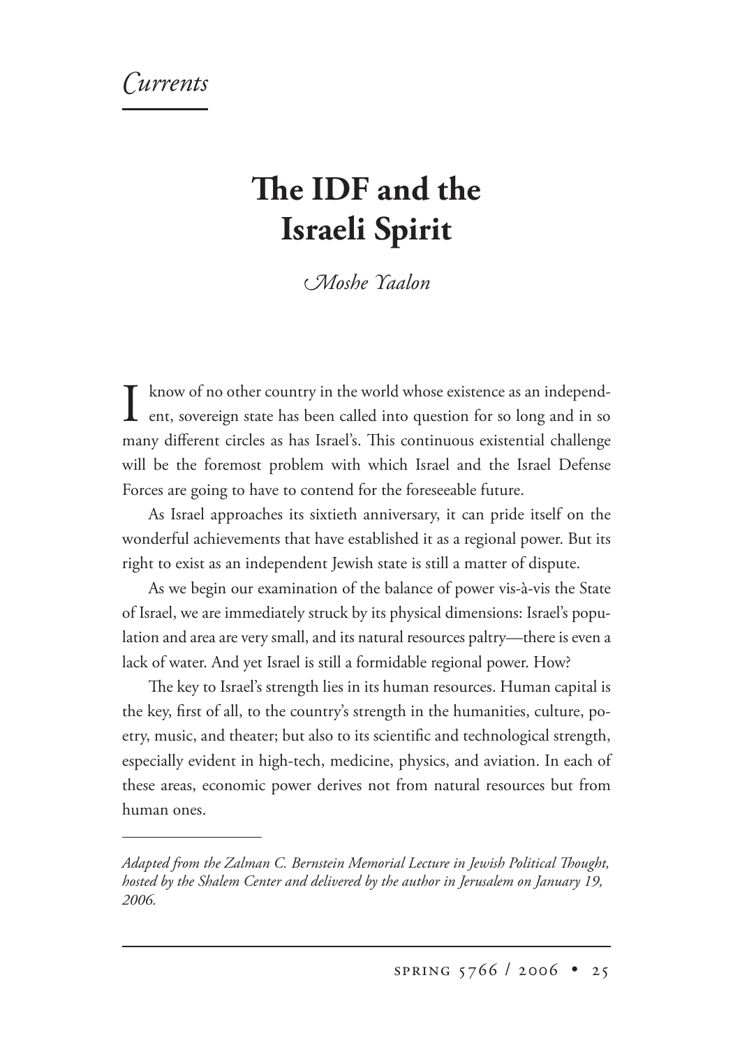*Currents*

# The IDF and the Israeli Spirit

*Moshe Yaalon*

I know of no other country in the world whose existence as an independent, sovereign state has been called into question for so long and in so many different circles as has Israel's. This continuous existential challenge will be the foremost problem with which Israel and the Israel Defense Forces are going to have to contend for the foreseeable future.

As Israel approaches its sixtieth anniversary, it can pride itself on the wonderful achievements that have established it as a regional power. But its right to exist as an independent Jewish state is still a matter of dispute.

As we begin our examination of the balance of power vis-à-vis the State of Israel, we are immediately struck by its physical dimensions: Israel's population and area are very small, and its natural resources paltry—there is even a lack of water. And yet Israel is still a formidable regional power. How?

The key to Israel's strength lies in its human resources. Human capital is the key, first of all, to the country's strength in the humanities, culture, poetry, music, and theater; but also to its scientific and technological strength, especially evident in high-tech, medicine, physics, and aviation. In each of these areas, economic power derives not from natural resources but from human ones.

---

*Adapted from the Zalman C. Bernstein Memorial Lecture in Jewish Political Thought, hosted by the Shalem Center and delivered by the author in Jerusalem on January 19, 2006.*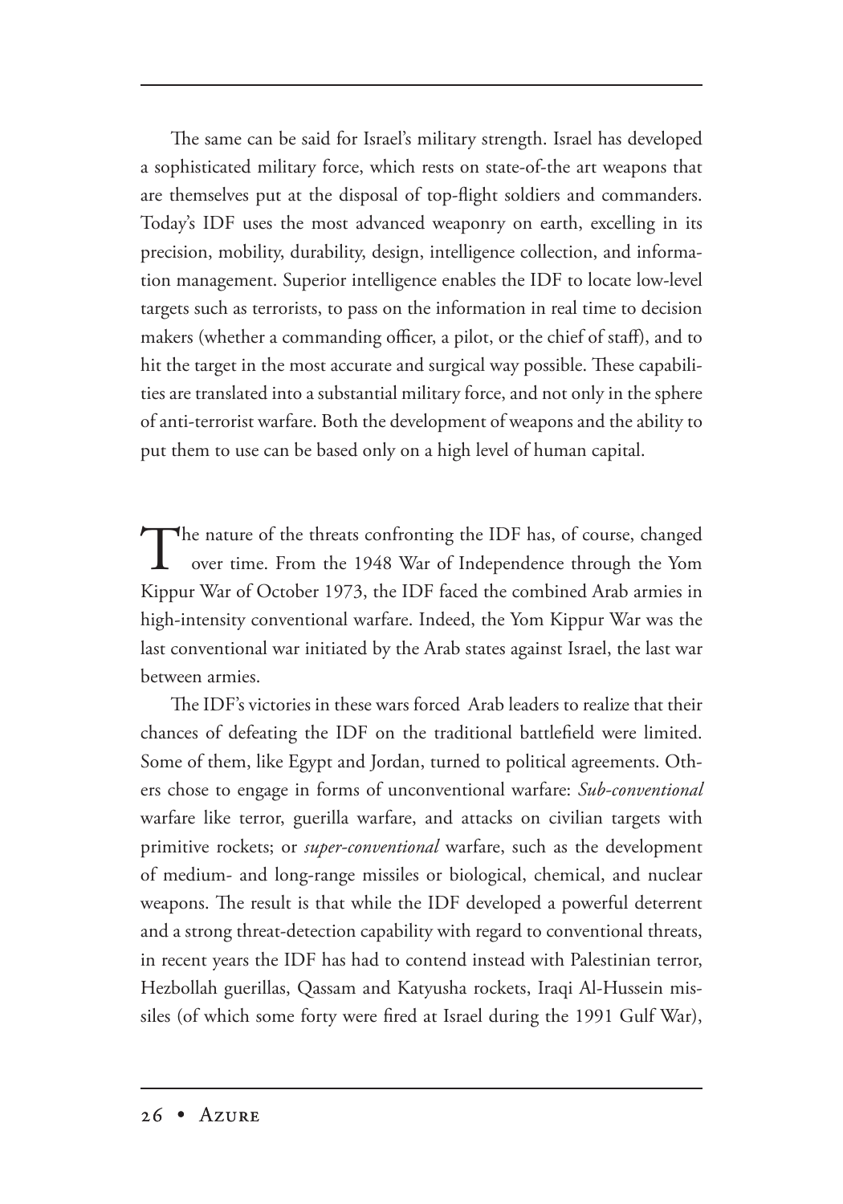The same can be said for Israel's military strength. Israel has developed a sophisticated military force, which rests on state-of-the art weapons that are themselves put at the disposal of top-flight soldiers and commanders. Today's IDF uses the most advanced weaponry on earth, excelling in its precision, mobility, durability, design, intelligence collection, and information management. Superior intelligence enables the IDF to locate low-level targets such as terrorists, to pass on the information in real time to decision makers (whether a commanding officer, a pilot, or the chief of staff), and to hit the target in the most accurate and surgical way possible. These capabilities are translated into a substantial military force, and not only in the sphere of anti-terrorist warfare. Both the development of weapons and the ability to put them to use can be based only on a high level of human capital.

The nature of the threats confronting the IDF has, of course, changed over time. From the 1948 War of Independence through the Yom Kippur War of October 1973, the IDF faced the combined Arab armies in high-intensity conventional warfare. Indeed, the Yom Kippur War was the last conventional war initiated by the Arab states against Israel, the last war between armies.

The IDF's victories in these wars forced Arab leaders to realize that their chances of defeating the IDF on the traditional battlefield were limited. Some of them, like Egypt and Jordan, turned to political agreements. Others chose to engage in forms of unconventional warfare: *Sub-conventional* warfare like terror, guerilla warfare, and attacks on civilian targets with primitive rockets; or *super-conventional* warfare, such as the development of medium- and long-range missiles or biological, chemical, and nuclear weapons. The result is that while the IDF developed a powerful deterrent and a strong threat-detection capability with regard to conventional threats, in recent years the IDF has had to contend instead with Palestinian terror, Hezbollah guerillas, Qassam and Katyusha rockets, Iraqi Al-Hussein missiles (of which some forty were fired at Israel during the 1991 Gulf War),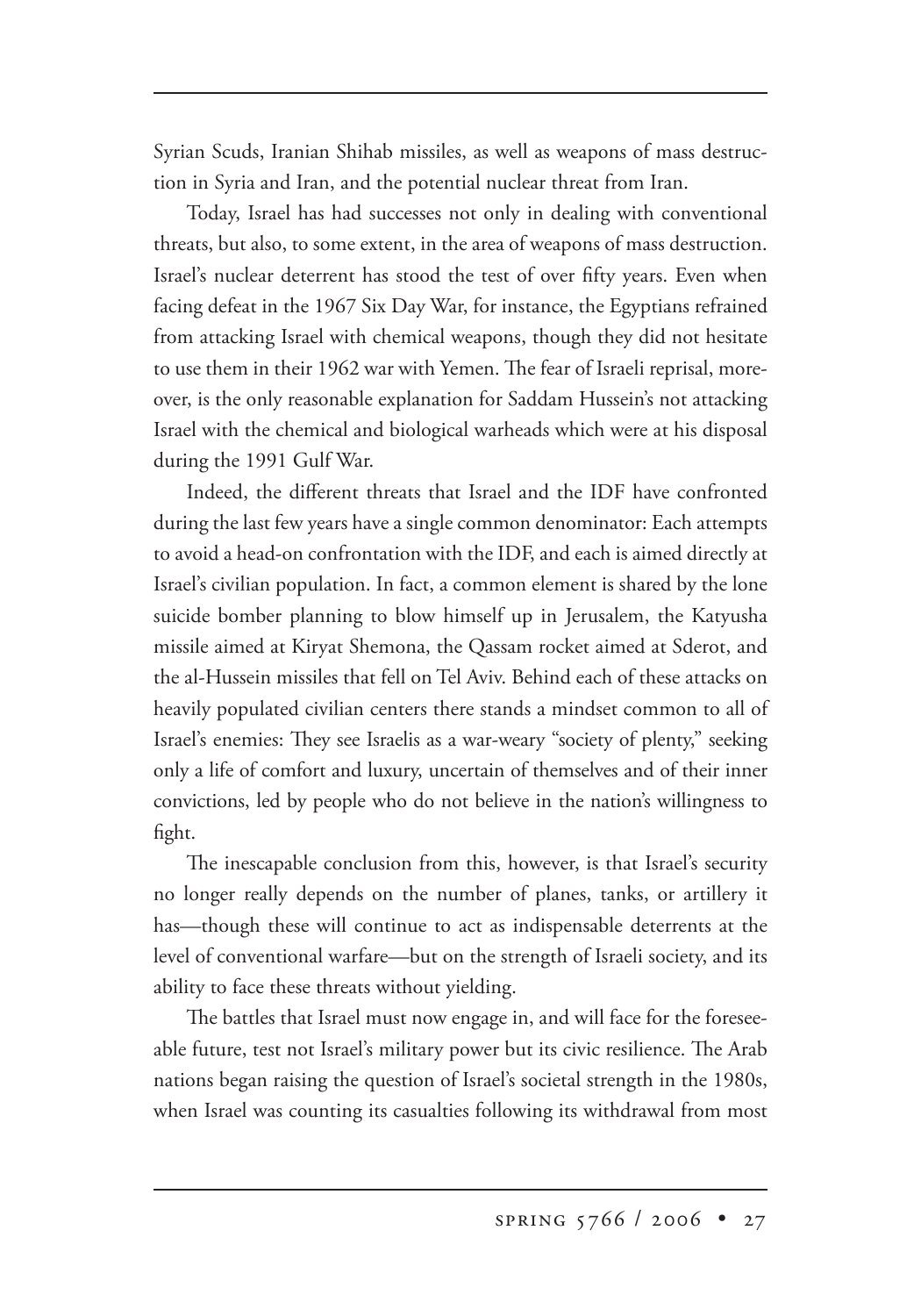Syrian Scuds, Iranian Shihab missiles, as well as weapons of mass destruction in Syria and Iran, and the potential nuclear threat from Iran.

Today, Israel has had successes not only in dealing with conventional threats, but also, to some extent, in the area of weapons of mass destruction. Israel's nuclear deterrent has stood the test of over fifty years. Even when facing defeat in the 1967 Six Day War, for instance, the Egyptians refrained from attacking Israel with chemical weapons, though they did not hesitate to use them in their 1962 war with Yemen. The fear of Israeli reprisal, moreover, is the only reasonable explanation for Saddam Hussein's not attacking Israel with the chemical and biological warheads which were at his disposal during the 1991 Gulf War.

Indeed, the different threats that Israel and the IDF have confronted during the last few years have a single common denominator: Each attempts to avoid a head-on confrontation with the IDF, and each is aimed directly at Israel's civilian population. In fact, a common element is shared by the lone suicide bomber planning to blow himself up in Jerusalem, the Katyusha missile aimed at Kiryat Shemona, the Qassam rocket aimed at Sderot, and the al-Hussein missiles that fell on Tel Aviv. Behind each of these attacks on heavily populated civilian centers there stands a mindset common to all of Israel's enemies: They see Israelis as a war-weary "society of plenty," seeking only a life of comfort and luxury, uncertain of themselves and of their inner convictions, led by people who do not believe in the nation's willingness to fight.

The inescapable conclusion from this, however, is that Israel's security no longer really depends on the number of planes, tanks, or artillery it has—though these will continue to act as indispensable deterrents at the level of conventional warfare—but on the strength of Israeli society, and its ability to face these threats without yielding.

The battles that Israel must now engage in, and will face for the foreseeable future, test not Israel's military power but its civic resilience. The Arab nations began raising the question of Israel's societal strength in the 1980s, when Israel was counting its casualties following its withdrawal from most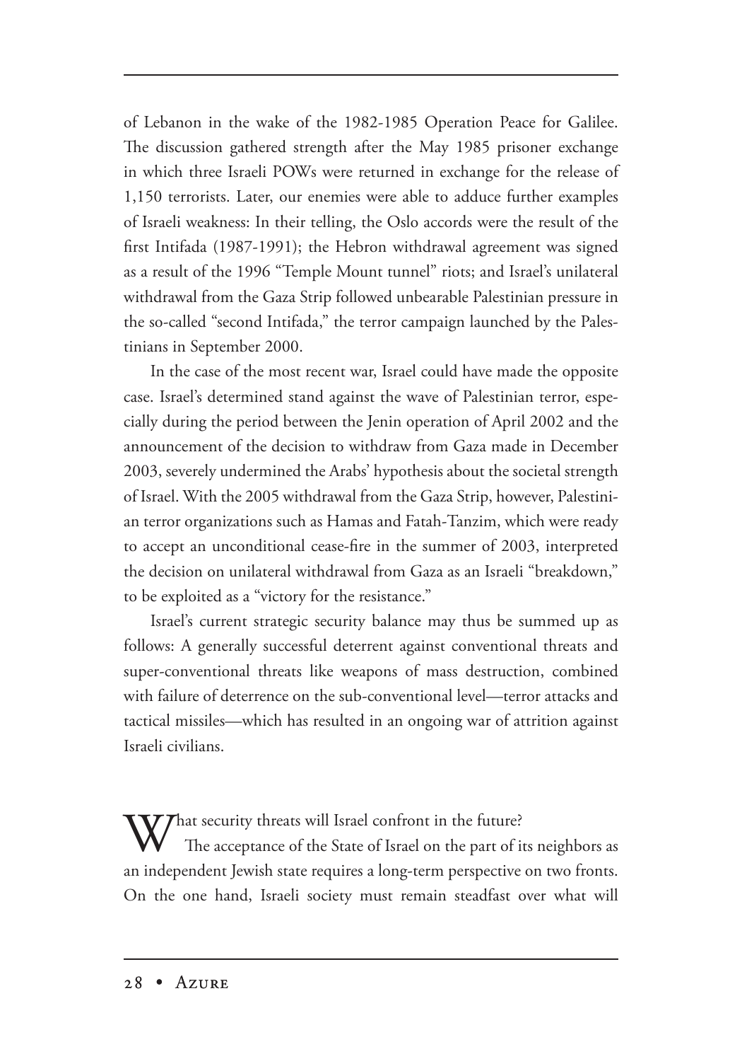of Lebanon in the wake of the 1982-1985 Operation Peace for Galilee. The discussion gathered strength after the May 1985 prisoner exchange in which three Israeli POWs were returned in exchange for the release of 1,150 terrorists. Later, our enemies were able to adduce further examples of Israeli weakness: In their telling, the Oslo accords were the result of the first Intifada (1987-1991); the Hebron withdrawal agreement was signed as a result of the 1996 "Temple Mount tunnel" riots; and Israel's unilateral withdrawal from the Gaza Strip followed unbearable Palestinian pressure in the so-called "second Intifada," the terror campaign launched by the Palestinians in September 2000.

In the case of the most recent war, Israel could have made the opposite case. Israel's determined stand against the wave of Palestinian terror, especially during the period between the Jenin operation of April 2002 and the announcement of the decision to withdraw from Gaza made in December 2003, severely undermined the Arabs' hypothesis about the societal strength of Israel. With the 2005 withdrawal from the Gaza Strip, however, Palestinian terror organizations such as Hamas and Fatah-Tanzim, which were ready to accept an unconditional cease-fire in the summer of 2003, interpreted the decision on unilateral withdrawal from Gaza as an Israeli "breakdown," to be exploited as a "victory for the resistance."

Israel's current strategic security balance may thus be summed up as follows: A generally successful deterrent against conventional threats and super-conventional threats like weapons of mass destruction, combined with failure of deterrence on the sub-conventional level—terror attacks and tactical missiles—which has resulted in an ongoing war of attrition against Israeli civilians.

What security threats will Israel confront in the future?

The acceptance of the State of Israel on the part of its neighbors as an independent Jewish state requires a long-term perspective on two fronts. On the one hand, Israeli society must remain steadfast over what will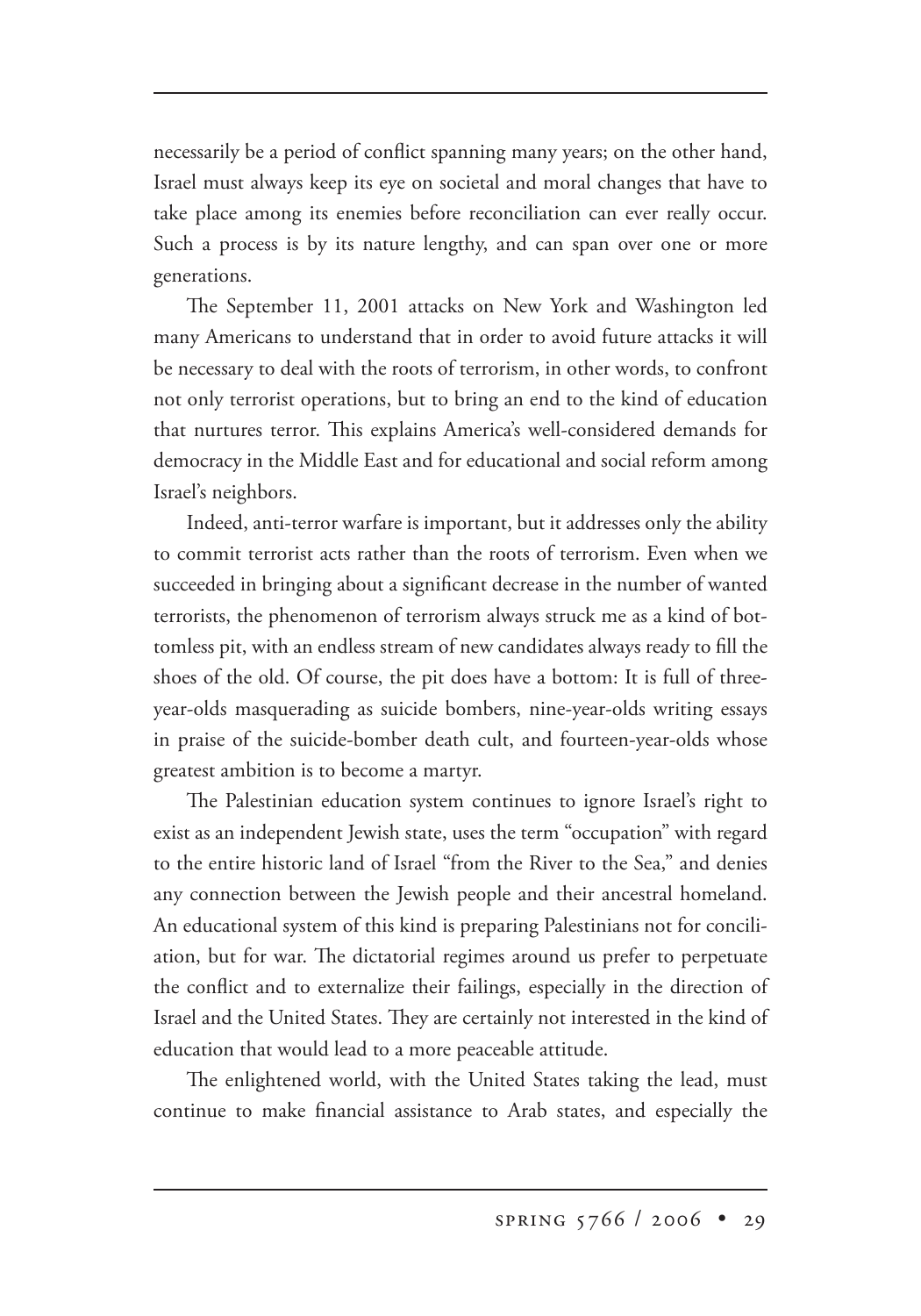necessarily be a period of conflict spanning many years; on the other hand, Israel must always keep its eye on societal and moral changes that have to take place among its enemies before reconciliation can ever really occur. Such a process is by its nature lengthy, and can span over one or more generations.

The September 11, 2001 attacks on New York and Washington led many Americans to understand that in order to avoid future attacks it will be necessary to deal with the roots of terrorism, in other words, to confront not only terrorist operations, but to bring an end to the kind of education that nurtures terror. This explains America's well-considered demands for democracy in the Middle East and for educational and social reform among Israel's neighbors.

Indeed, anti-terror warfare is important, but it addresses only the ability to commit terrorist acts rather than the roots of terrorism. Even when we succeeded in bringing about a significant decrease in the number of wanted terrorists, the phenomenon of terrorism always struck me as a kind of bottomless pit, with an endless stream of new candidates always ready to fill the shoes of the old. Of course, the pit does have a bottom: It is full of three-year-olds masquerading as suicide bombers, nine-year-olds writing essays in praise of the suicide-bomber death cult, and fourteen-year-olds whose greatest ambition is to become a martyr.

The Palestinian education system continues to ignore Israel's right to exist as an independent Jewish state, uses the term "occupation" with regard to the entire historic land of Israel "from the River to the Sea," and denies any connection between the Jewish people and their ancestral homeland. An educational system of this kind is preparing Palestinians not for conciliation, but for war. The dictatorial regimes around us prefer to perpetuate the conflict and to externalize their failings, especially in the direction of Israel and the United States. They are certainly not interested in the kind of education that would lead to a more peaceable attitude.

The enlightened world, with the United States taking the lead, must continue to make financial assistance to Arab states, and especially the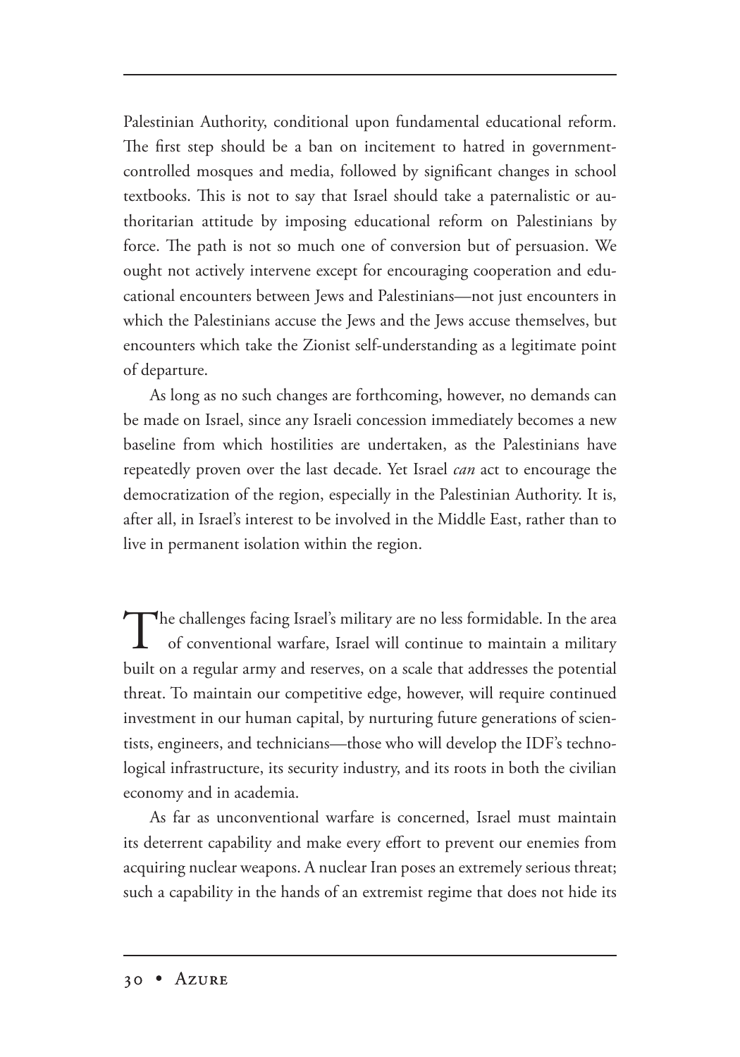Palestinian Authority, conditional upon fundamental educational reform. The first step should be a ban on incitement to hatred in government-controlled mosques and media, followed by significant changes in school textbooks. This is not to say that Israel should take a paternalistic or authoritarian attitude by imposing educational reform on Palestinians by force. The path is not so much one of conversion but of persuasion. We ought not actively intervene except for encouraging cooperation and educational encounters between Jews and Palestinians—not just encounters in which the Palestinians accuse the Jews and the Jews accuse themselves, but encounters which take the Zionist self-understanding as a legitimate point of departure.

As long as no such changes are forthcoming, however, no demands can be made on Israel, since any Israeli concession immediately becomes a new baseline from which hostilities are undertaken, as the Palestinians have repeatedly proven over the last decade. Yet Israel *can* act to encourage the democratization of the region, especially in the Palestinian Authority. It is, after all, in Israel's interest to be involved in the Middle East, rather than to live in permanent isolation within the region.

The challenges facing Israel's military are no less formidable. In the area of conventional warfare, Israel will continue to maintain a military built on a regular army and reserves, on a scale that addresses the potential threat. To maintain our competitive edge, however, will require continued investment in our human capital, by nurturing future generations of scientists, engineers, and technicians—those who will develop the IDF's technological infrastructure, its security industry, and its roots in both the civilian economy and in academia.

As far as unconventional warfare is concerned, Israel must maintain its deterrent capability and make every effort to prevent our enemies from acquiring nuclear weapons. A nuclear Iran poses an extremely serious threat; such a capability in the hands of an extremist regime that does not hide its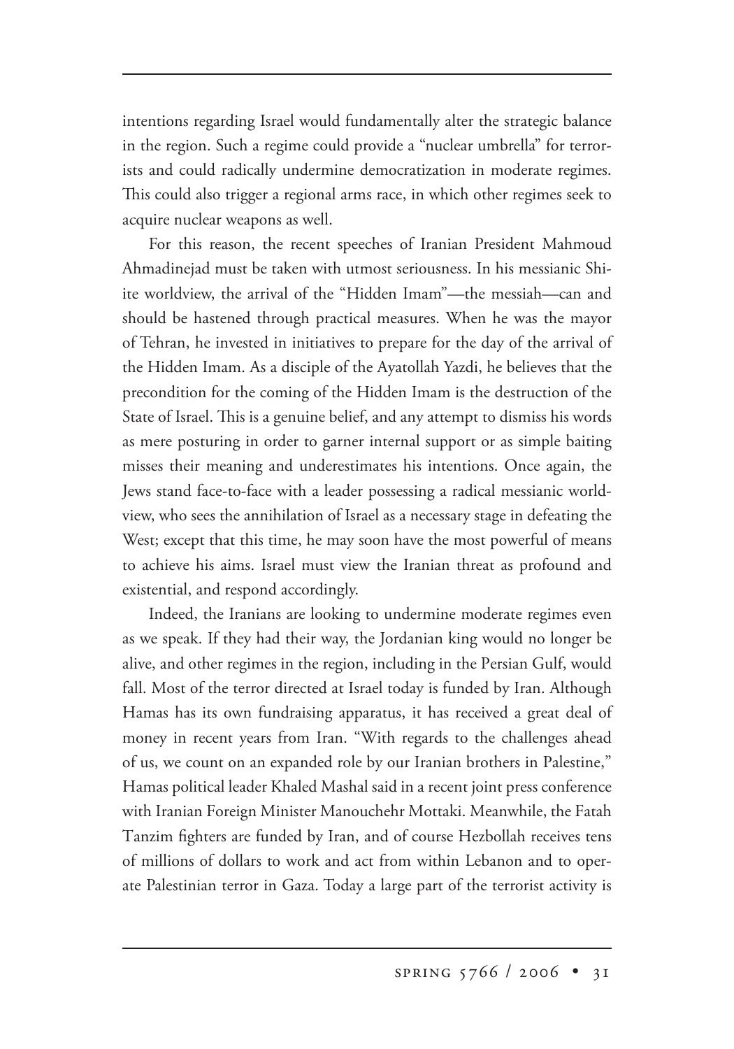intentions regarding Israel would fundamentally alter the strategic balance in the region. Such a regime could provide a "nuclear umbrella" for terrorists and could radically undermine democratization in moderate regimes. This could also trigger a regional arms race, in which other regimes seek to acquire nuclear weapons as well.

For this reason, the recent speeches of Iranian President Mahmoud Ahmadinejad must be taken with utmost seriousness. In his messianic Shiite worldview, the arrival of the "Hidden Imam"—the messiah—can and should be hastened through practical measures. When he was the mayor of Tehran, he invested in initiatives to prepare for the day of the arrival of the Hidden Imam. As a disciple of the Ayatollah Yazdi, he believes that the precondition for the coming of the Hidden Imam is the destruction of the State of Israel. This is a genuine belief, and any attempt to dismiss his words as mere posturing in order to garner internal support or as simple baiting misses their meaning and underestimates his intentions. Once again, the Jews stand face-to-face with a leader possessing a radical messianic worldview, who sees the annihilation of Israel as a necessary stage in defeating the West; except that this time, he may soon have the most powerful of means to achieve his aims. Israel must view the Iranian threat as profound and existential, and respond accordingly.

Indeed, the Iranians are looking to undermine moderate regimes even as we speak. If they had their way, the Jordanian king would no longer be alive, and other regimes in the region, including in the Persian Gulf, would fall. Most of the terror directed at Israel today is funded by Iran. Although Hamas has its own fundraising apparatus, it has received a great deal of money in recent years from Iran. "With regards to the challenges ahead of us, we count on an expanded role by our Iranian brothers in Palestine," Hamas political leader Khaled Mashal said in a recent joint press conference with Iranian Foreign Minister Manouchehr Mottaki. Meanwhile, the Fatah Tanzim fighters are funded by Iran, and of course Hezbollah receives tens of millions of dollars to work and act from within Lebanon and to operate Palestinian terror in Gaza. Today a large part of the terrorist activity is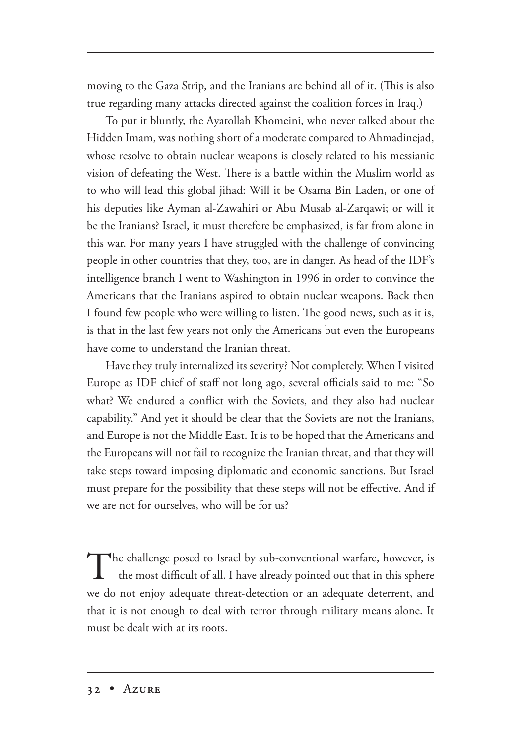moving to the Gaza Strip, and the Iranians are behind all of it. (This is also true regarding many attacks directed against the coalition forces in Iraq.)

To put it bluntly, the Ayatollah Khomeini, who never talked about the Hidden Imam, was nothing short of a moderate compared to Ahmadinejad, whose resolve to obtain nuclear weapons is closely related to his messianic vision of defeating the West. There is a battle within the Muslim world as to who will lead this global jihad: Will it be Osama Bin Laden, or one of his deputies like Ayman al-Zawahiri or Abu Musab al-Zarqawi; or will it be the Iranians? Israel, it must therefore be emphasized, is far from alone in this war. For many years I have struggled with the challenge of convincing people in other countries that they, too, are in danger. As head of the IDF's intelligence branch I went to Washington in 1996 in order to convince the Americans that the Iranians aspired to obtain nuclear weapons. Back then I found few people who were willing to listen. The good news, such as it is, is that in the last few years not only the Americans but even the Europeans have come to understand the Iranian threat.

Have they truly internalized its severity? Not completely. When I visited Europe as IDF chief of staff not long ago, several officials said to me: "So what? We endured a conflict with the Soviets, and they also had nuclear capability." And yet it should be clear that the Soviets are not the Iranians, and Europe is not the Middle East. It is to be hoped that the Americans and the Europeans will not fail to recognize the Iranian threat, and that they will take steps toward imposing diplomatic and economic sanctions. But Israel must prepare for the possibility that these steps will not be effective. And if we are not for ourselves, who will be for us?

The challenge posed to Israel by sub-conventional warfare, however, is the most difficult of all. I have already pointed out that in this sphere we do not enjoy adequate threat-detection or an adequate deterrent, and that it is not enough to deal with terror through military means alone. It must be dealt with at its roots.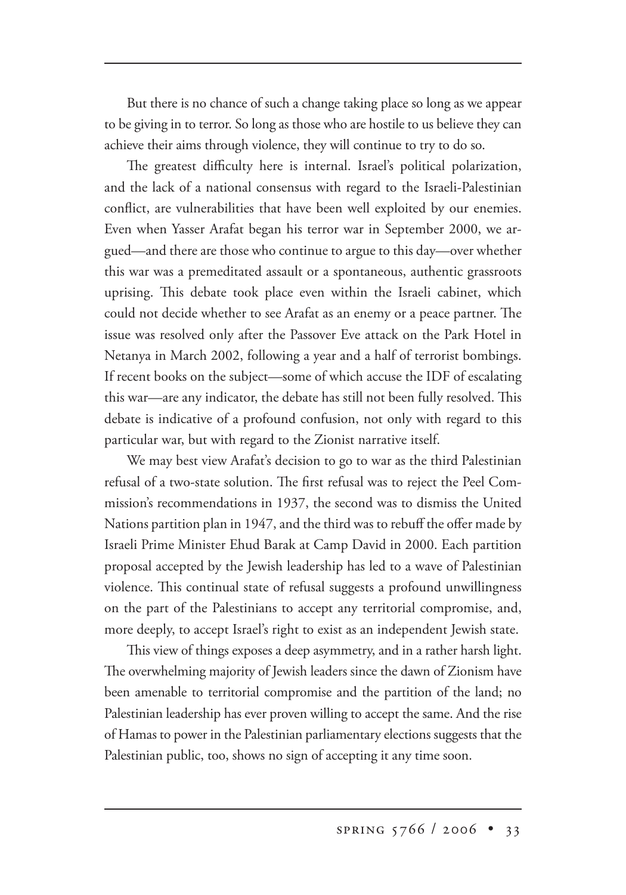But there is no chance of such a change taking place so long as we appear to be giving in to terror. So long as those who are hostile to us believe they can achieve their aims through violence, they will continue to try to do so.

The greatest difficulty here is internal. Israel's political polarization, and the lack of a national consensus with regard to the Israeli-Palestinian conflict, are vulnerabilities that have been well exploited by our enemies. Even when Yasser Arafat began his terror war in September 2000, we argued—and there are those who continue to argue to this day—over whether this war was a premeditated assault or a spontaneous, authentic grassroots uprising. This debate took place even within the Israeli cabinet, which could not decide whether to see Arafat as an enemy or a peace partner. The issue was resolved only after the Passover Eve attack on the Park Hotel in Netanya in March 2002, following a year and a half of terrorist bombings. If recent books on the subject—some of which accuse the IDF of escalating this war—are any indicator, the debate has still not been fully resolved. This debate is indicative of a profound confusion, not only with regard to this particular war, but with regard to the Zionist narrative itself.

We may best view Arafat's decision to go to war as the third Palestinian refusal of a two-state solution. The first refusal was to reject the Peel Commission's recommendations in 1937, the second was to dismiss the United Nations partition plan in 1947, and the third was to rebuff the offer made by Israeli Prime Minister Ehud Barak at Camp David in 2000. Each partition proposal accepted by the Jewish leadership has led to a wave of Palestinian violence. This continual state of refusal suggests a profound unwillingness on the part of the Palestinians to accept any territorial compromise, and, more deeply, to accept Israel's right to exist as an independent Jewish state.

This view of things exposes a deep asymmetry, and in a rather harsh light. The overwhelming majority of Jewish leaders since the dawn of Zionism have been amenable to territorial compromise and the partition of the land; no Palestinian leadership has ever proven willing to accept the same. And the rise of Hamas to power in the Palestinian parliamentary elections suggests that the Palestinian public, too, shows no sign of accepting it any time soon.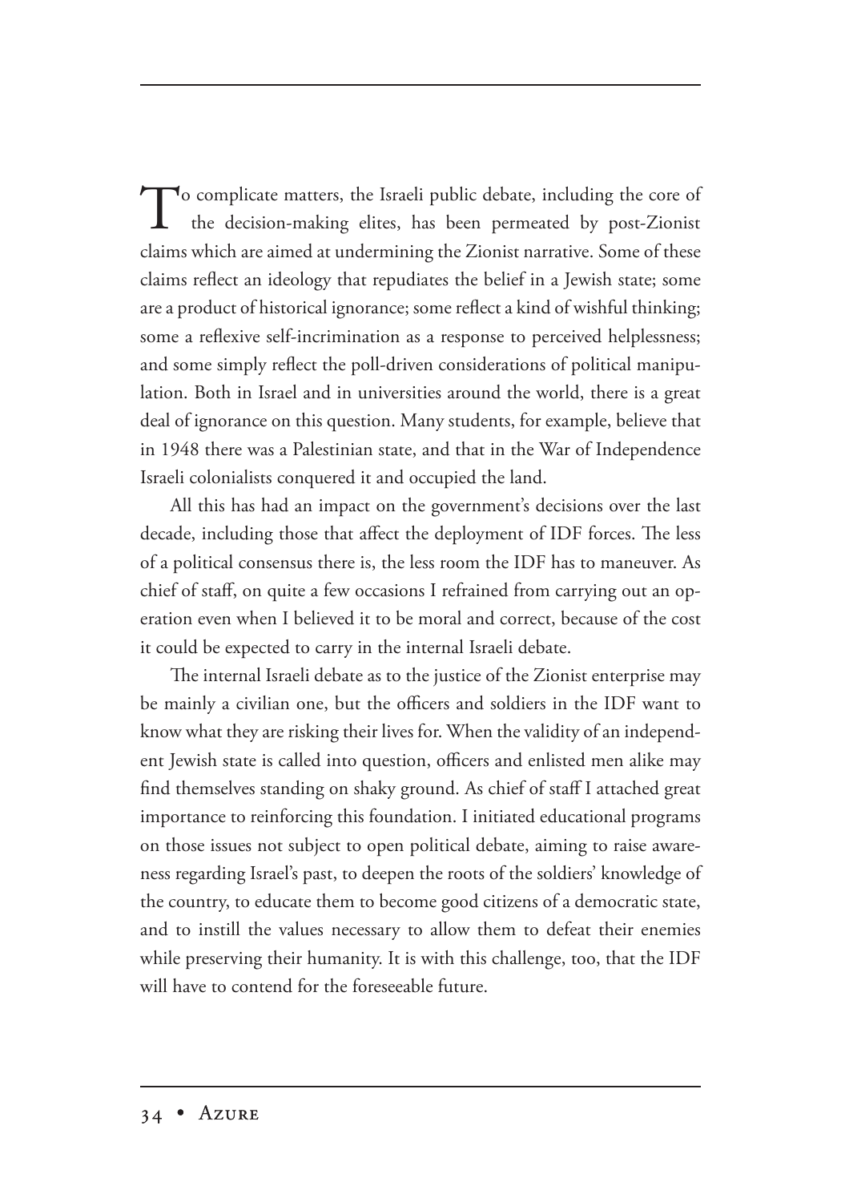To complicate matters, the Israeli public debate, including the core of the decision-making elites, has been permeated by post-Zionist claims which are aimed at undermining the Zionist narrative. Some of these claims reflect an ideology that repudiates the belief in a Jewish state; some are a product of historical ignorance; some reflect a kind of wishful thinking; some a reflexive self-incrimination as a response to perceived helplessness; and some simply reflect the poll-driven considerations of political manipulation. Both in Israel and in universities around the world, there is a great deal of ignorance on this question. Many students, for example, believe that in 1948 there was a Palestinian state, and that in the War of Independence Israeli colonialists conquered it and occupied the land.

All this has had an impact on the government's decisions over the last decade, including those that affect the deployment of IDF forces. The less of a political consensus there is, the less room the IDF has to maneuver. As chief of staff, on quite a few occasions I refrained from carrying out an operation even when I believed it to be moral and correct, because of the cost it could be expected to carry in the internal Israeli debate.

The internal Israeli debate as to the justice of the Zionist enterprise may be mainly a civilian one, but the officers and soldiers in the IDF want to know what they are risking their lives for. When the validity of an independent Jewish state is called into question, officers and enlisted men alike may find themselves standing on shaky ground. As chief of staff I attached great importance to reinforcing this foundation. I initiated educational programs on those issues not subject to open political debate, aiming to raise awareness regarding Israel's past, to deepen the roots of the soldiers' knowledge of the country, to educate them to become good citizens of a democratic state, and to instill the values necessary to allow them to defeat their enemies while preserving their humanity. It is with this challenge, too, that the IDF will have to contend for the foreseeable future.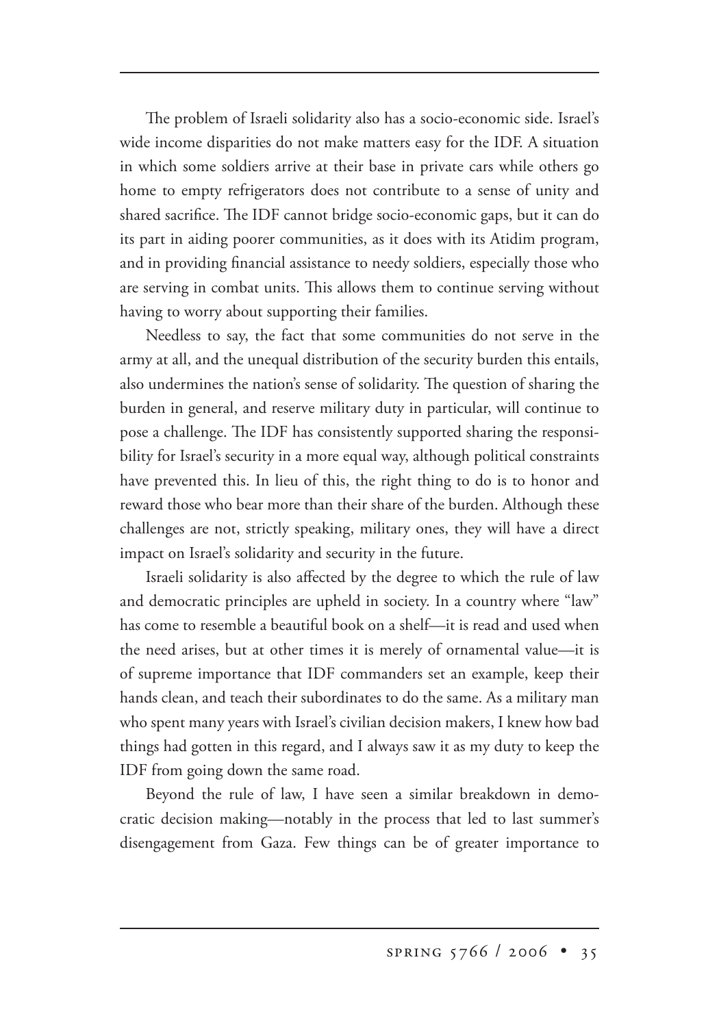The problem of Israeli solidarity also has a socio-economic side. Israel's wide income disparities do not make matters easy for the IDF. A situation in which some soldiers arrive at their base in private cars while others go home to empty refrigerators does not contribute to a sense of unity and shared sacrifice. The IDF cannot bridge socio-economic gaps, but it can do its part in aiding poorer communities, as it does with its Atidim program, and in providing financial assistance to needy soldiers, especially those who are serving in combat units. This allows them to continue serving without having to worry about supporting their families.

Needless to say, the fact that some communities do not serve in the army at all, and the unequal distribution of the security burden this entails, also undermines the nation's sense of solidarity. The question of sharing the burden in general, and reserve military duty in particular, will continue to pose a challenge. The IDF has consistently supported sharing the responsibility for Israel's security in a more equal way, although political constraints have prevented this. In lieu of this, the right thing to do is to honor and reward those who bear more than their share of the burden. Although these challenges are not, strictly speaking, military ones, they will have a direct impact on Israel's solidarity and security in the future.

Israeli solidarity is also affected by the degree to which the rule of law and democratic principles are upheld in society. In a country where "law" has come to resemble a beautiful book on a shelf—it is read and used when the need arises, but at other times it is merely of ornamental value—it is of supreme importance that IDF commanders set an example, keep their hands clean, and teach their subordinates to do the same. As a military man who spent many years with Israel's civilian decision makers, I knew how bad things had gotten in this regard, and I always saw it as my duty to keep the IDF from going down the same road.

Beyond the rule of law, I have seen a similar breakdown in democratic decision making—notably in the process that led to last summer's disengagement from Gaza. Few things can be of greater importance to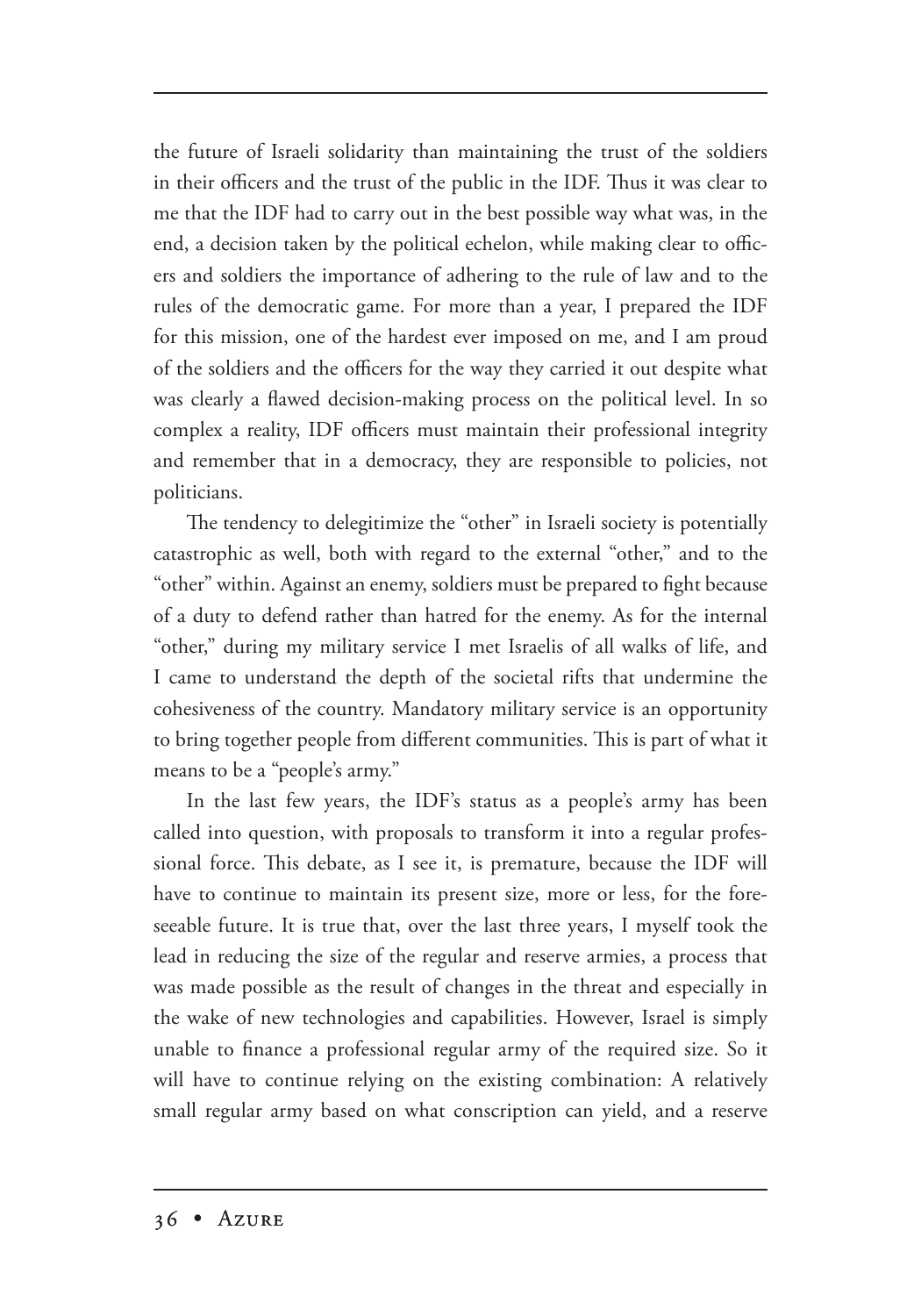the future of Israeli solidarity than maintaining the trust of the soldiers in their officers and the trust of the public in the IDF. Thus it was clear to me that the IDF had to carry out in the best possible way what was, in the end, a decision taken by the political echelon, while making clear to officers and soldiers the importance of adhering to the rule of law and to the rules of the democratic game. For more than a year, I prepared the IDF for this mission, one of the hardest ever imposed on me, and I am proud of the soldiers and the officers for the way they carried it out despite what was clearly a flawed decision-making process on the political level. In so complex a reality, IDF officers must maintain their professional integrity and remember that in a democracy, they are responsible to policies, not politicians.

The tendency to delegitimize the "other" in Israeli society is potentially catastrophic as well, both with regard to the external "other," and to the "other" within. Against an enemy, soldiers must be prepared to fight because of a duty to defend rather than hatred for the enemy. As for the internal "other," during my military service I met Israelis of all walks of life, and I came to understand the depth of the societal rifts that undermine the cohesiveness of the country. Mandatory military service is an opportunity to bring together people from different communities. This is part of what it means to be a "people's army."

In the last few years, the IDF's status as a people's army has been called into question, with proposals to transform it into a regular professional force. This debate, as I see it, is premature, because the IDF will have to continue to maintain its present size, more or less, for the foreseeable future. It is true that, over the last three years, I myself took the lead in reducing the size of the regular and reserve armies, a process that was made possible as the result of changes in the threat and especially in the wake of new technologies and capabilities. However, Israel is simply unable to finance a professional regular army of the required size. So it will have to continue relying on the existing combination: A relatively small regular army based on what conscription can yield, and a reserve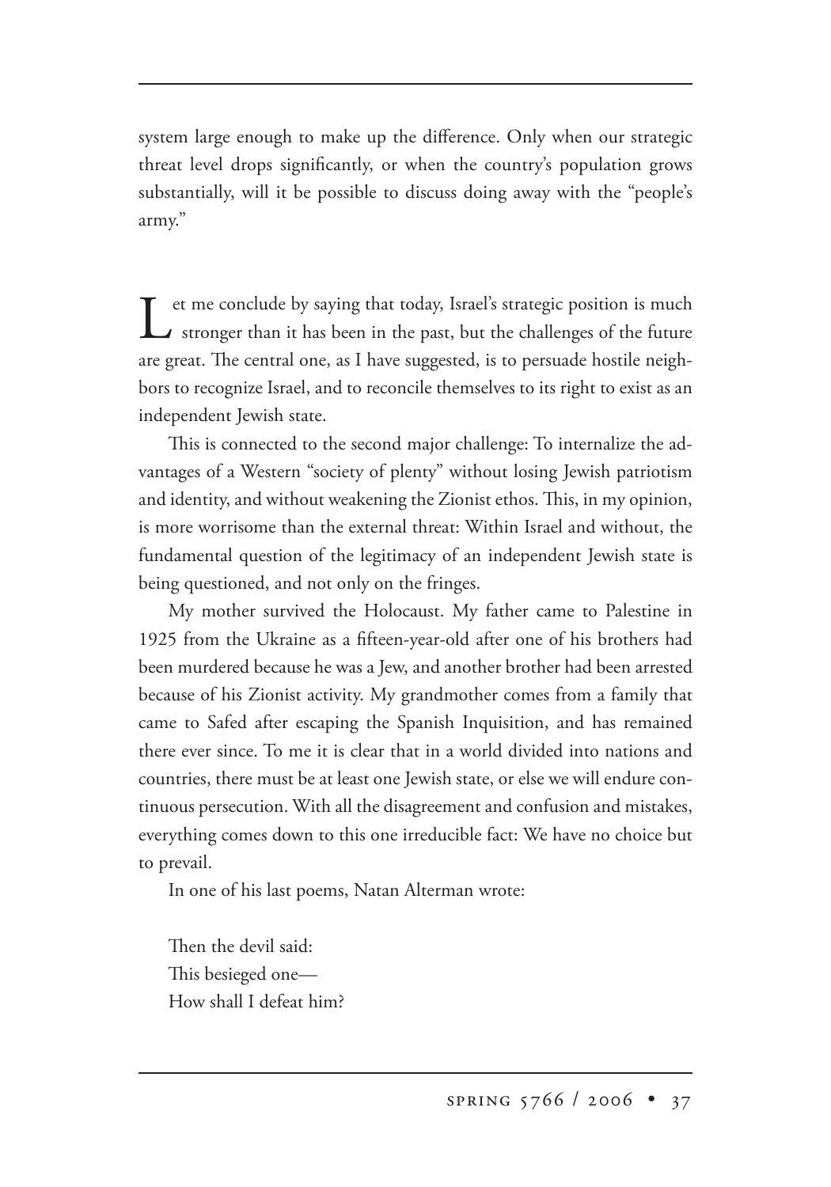system large enough to make up the difference. Only when our strategic threat level drops significantly, or when the country's population grows substantially, will it be possible to discuss doing away with the "people's army."

Let me conclude by saying that today, Israel's strategic position is much stronger than it has been in the past, but the challenges of the future are great. The central one, as I have suggested, is to persuade hostile neighbors to recognize Israel, and to reconcile themselves to its right to exist as an independent Jewish state.

This is connected to the second major challenge: To internalize the advantages of a Western "society of plenty" without losing Jewish patriotism and identity, and without weakening the Zionist ethos. This, in my opinion, is more worrisome than the external threat: Within Israel and without, the fundamental question of the legitimacy of an independent Jewish state is being questioned, and not only on the fringes.

My mother survived the Holocaust. My father came to Palestine in 1925 from the Ukraine as a fifteen-year-old after one of his brothers had been murdered because he was a Jew, and another brother had been arrested because of his Zionist activity. My grandmother comes from a family that came to Safed after escaping the Spanish Inquisition, and has remained there ever since. To me it is clear that in a world divided into nations and countries, there must be at least one Jewish state, or else we will endure continuous persecution. With all the disagreement and confusion and mistakes, everything comes down to this one irreducible fact: We have no choice but to prevail.

In one of his last poems, Natan Alterman wrote:

Then the devil said:  
This besieged one—  
How shall I defeat him?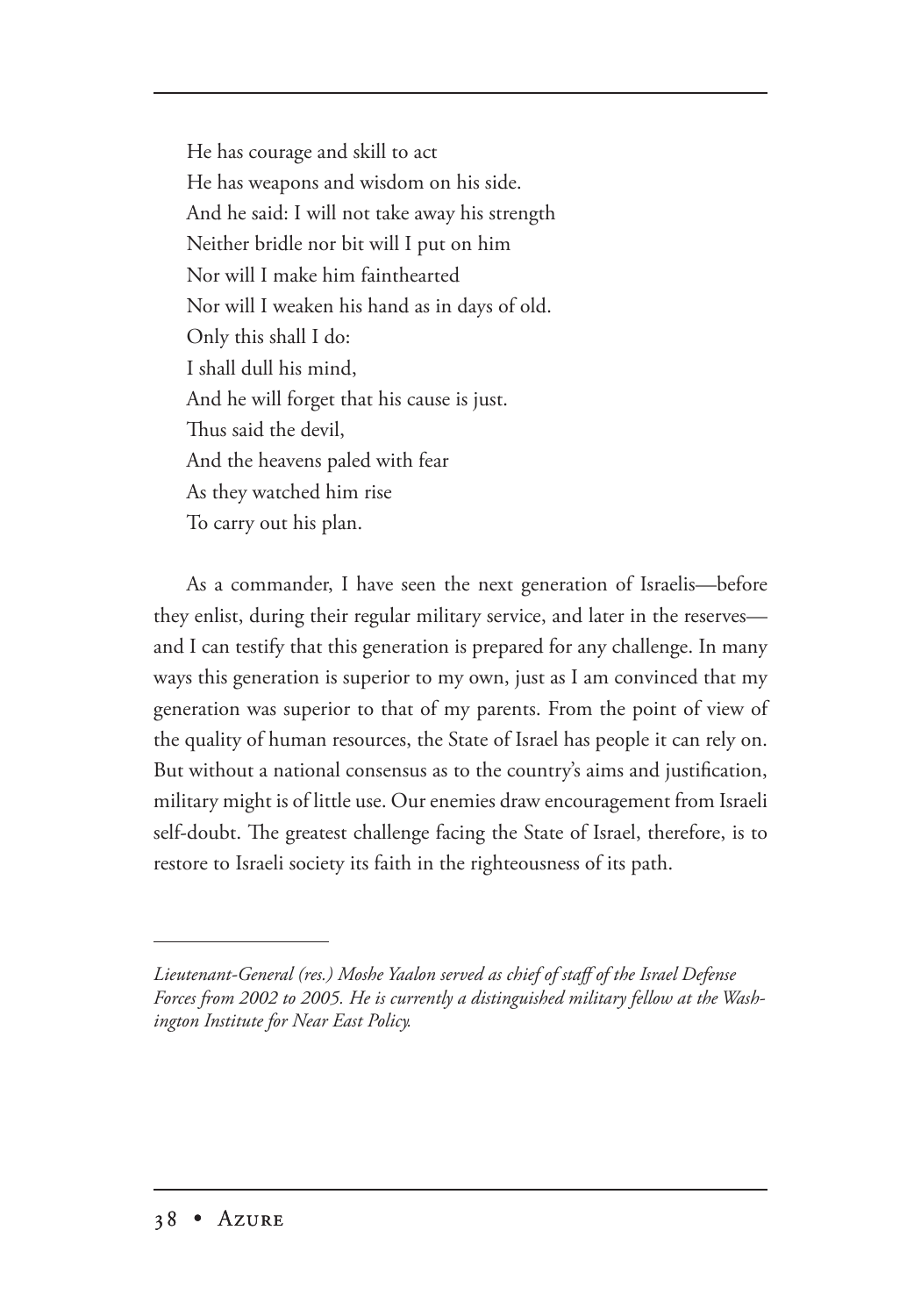He has courage and skill to act  
He has weapons and wisdom on his side.  
And he said: I will not take away his strength  
Neither bridle nor bit will I put on him  
Nor will I make him fainthearted  
Nor will I weaken his hand as in days of old.  
Only this shall I do:  
I shall dull his mind,  
And he will forget that his cause is just.  
Thus said the devil,  
And the heavens paled with fear  
As they watched him rise  
To carry out his plan.

As a commander, I have seen the next generation of Israelis—before they enlist, during their regular military service, and later in the reserves—and I can testify that this generation is prepared for any challenge. In many ways this generation is superior to my own, just as I am convinced that my generation was superior to that of my parents. From the point of view of the quality of human resources, the State of Israel has people it can rely on. But without a national consensus as to the country's aims and justification, military might is of little use. Our enemies draw encouragement from Israeli self-doubt. The greatest challenge facing the State of Israel, therefore, is to restore to Israeli society its faith in the righteousness of its path.

---

*Lieutenant-General (res.) Moshe Yaalon served as chief of staff of the Israel Defense Forces from 2002 to 2005. He is currently a distinguished military fellow at the Washington Institute for Near East Policy.*